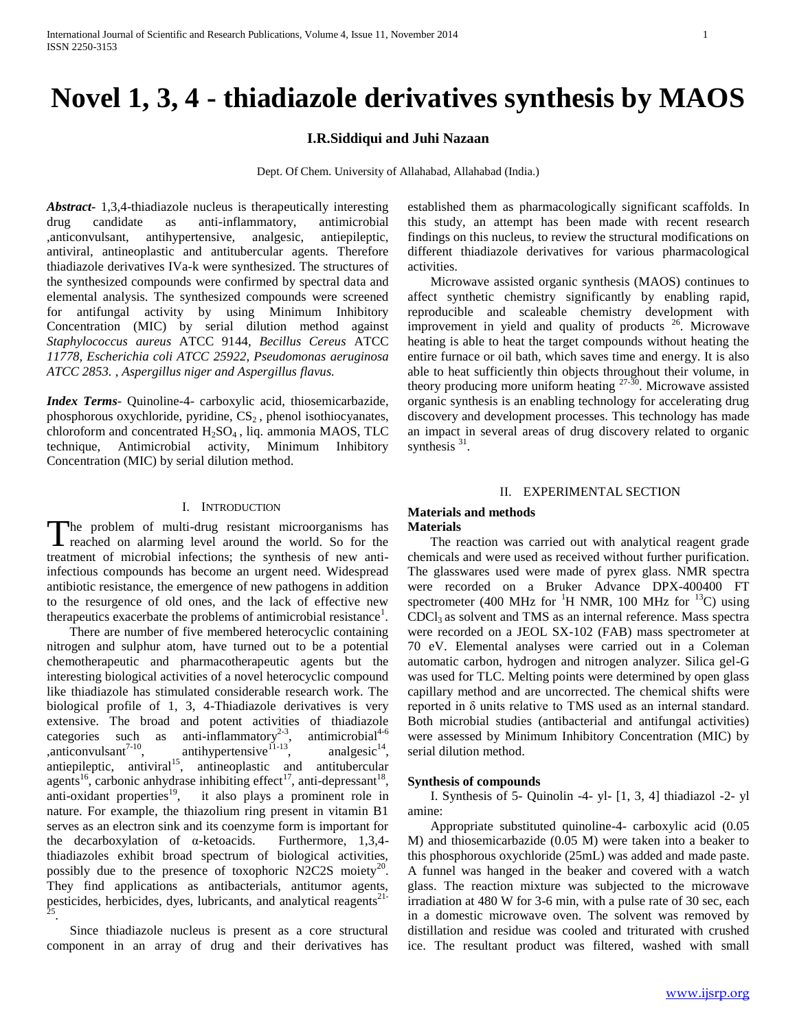# Novel 1, 3, 4 - thiadiazole derivatives synthesis by MAOS

**I.R.Siddiqui and Juhi Nazaan**

Dept. Of Chem. University of Allahabad, Allahabad (India.)

***Abstract-*** 1,3,4-thiadiazole nucleus is therapeutically interesting drug candidate as anti-inflammatory, antimicrobial ,anticonvulsant, antihypertensive, analgesic, antiepileptic, antiviral, antineoplastic and antitubercular agents. Therefore thiadiazole derivatives IVa-k were synthesized. The structures of the synthesized compounds were confirmed by spectral data and elemental analysis. The synthesized compounds were screened for antifungal activity by using Minimum Inhibitory Concentration (MIC) by serial dilution method against *Staphylococcus aureus* ATCC 9144, *Becillus Cereus* ATCC *11778, Escherichia coli ATCC 25922, Pseudomonas aeruginosa ATCC 2853. , Aspergillus niger and Aspergillus flavus.*

***Index Terms-*** Quinoline-4- carboxylic acid, thiosemicarbazide, phosphorous oxychloride, pyridine, $CS_2$ , phenol isothiocyanates, chloroform and concentrated $H_2SO_4$ , liq. ammonia MAOS, TLC technique, Antimicrobial activity, Minimum Inhibitory Concentration (MIC) by serial dilution method.

## I. Introduction

The problem of multi-drug resistant microorganisms has reached on alarming level around the world. So for the treatment of microbial infections; the synthesis of new anti-infectious compounds has become an urgent need. Widespread antibiotic resistance, the emergence of new pathogens in addition to the resurgence of old ones, and the lack of effective new therapeutics exacerbate the problems of antimicrobial resistance[1].

There are number of five membered heterocyclic containing nitrogen and sulphur atom, have turned out to be a potential chemotherapeutic and pharmacotherapeutic agents but the interesting biological activities of a novel heterocyclic compound like thiadiazole has stimulated considerable research work. The biological profile of 1, 3, 4-Thiadiazole derivatives is very extensive. The broad and potent activities of thiadiazole categories such as anti-inflammatory[2-3], antimicrobial[4-6] ,anticonvulsant[7-10], antihypertensive[11-13], analgesic[14], antiepileptic, antiviral[15], antineoplastic and antitubercular agents[16], carbonic anhydrase inhibiting effect[17], anti-depressant[18], anti-oxidant properties[19], it also plays a prominent role in nature. For example, the thiazolium ring present in vitamin B1 serves as an electron sink and its coenzyme form is important for the decarboxylation of α-ketoacids. Furthermore, 1,3,4-thiadiazoles exhibit broad spectrum of biological activities, possibly due to the presence of toxophoric N2C2S moiety[20]. They find applications as antibacterials, antitumor agents, pesticides, herbicides, dyes, lubricants, and analytical reagents[21-25].

Since thiadiazole nucleus is present as a core structural component in an array of drug and their derivatives has established them as pharmacologically significant scaffolds. In this study, an attempt has been made with recent research findings on this nucleus, to review the structural modifications on different thiadiazole derivatives for various pharmacological activities.

Microwave assisted organic synthesis (MAOS) continues to affect synthetic chemistry significantly by enabling rapid, reproducible and scaleable chemistry development with improvement in yield and quality of products [26]. Microwave heating is able to heat the target compounds without heating the entire furnace or oil bath, which saves time and energy. It is also able to heat sufficiently thin objects throughout their volume, in theory producing more uniform heating [27-30]. Microwave assisted organic synthesis is an enabling technology for accelerating drug discovery and development processes. This technology has made an impact in several areas of drug discovery related to organic synthesis [31].

## II. Experimental Section

### Materials and methods

### Materials

The reaction was carried out with analytical reagent grade chemicals and were used as received without further purification. The glasswares used were made of pyrex glass. NMR spectra were recorded on a Bruker Advance DPX-400400 FT spectrometer (400 MHz for $^1H$ NMR, 100 MHz for $^{13}C$) using $CDCl_3$ as solvent and TMS as an internal reference. Mass spectra were recorded on a JEOL SX-102 (FAB) mass spectrometer at 70 eV. Elemental analyses were carried out in a Coleman automatic carbon, hydrogen and nitrogen analyzer. Silica gel-G was used for TLC. Melting points were determined by open glass capillary method and are uncorrected. The chemical shifts were reported in δ units relative to TMS used as an internal standard. Both microbial studies (antibacterial and antifungal activities) were assessed by Minimum Inhibitory Concentration (MIC) by serial dilution method.

### Synthesis of compounds

I. Synthesis of 5- Quinolin -4- yl- [1, 3, 4] thiadiazol -2- yl amine:

Appropriate substituted quinoline-4- carboxylic acid (0.05 M) and thiosemicarbazide (0.05 M) were taken into a beaker to this phosphorous oxychloride (25mL) was added and made paste. A funnel was hanged in the beaker and covered with a watch glass. The reaction mixture was subjected to the microwave irradiation at 480 W for 3-6 min, with a pulse rate of 30 sec, each in a domestic microwave oven. The solvent was removed by distillation and residue was cooled and triturated with crushed ice. The resultant product was filtered, washed with small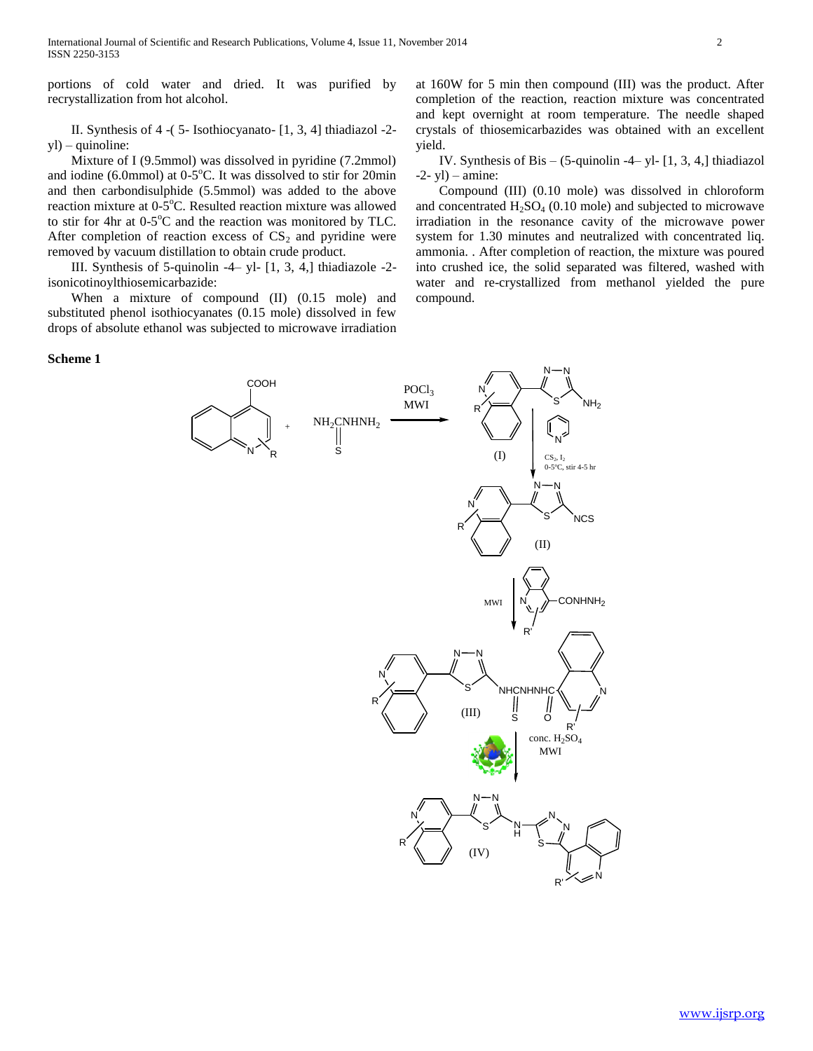portions of cold water and dried. It was purified by recrystallization from hot alcohol.

II. Synthesis of 4 -( 5- Isothiocyanato- [1, 3, 4] thiadiazol -2-yl) – quinoline:

Mixture of I (9.5mmol) was dissolved in pyridine (7.2mmol) and iodine (6.0mmol) at 0-5$^{o}$C. It was dissolved to stir for 20min and then carbondisulphide (5.5mmol) was added to the above reaction mixture at 0-5$^{o}$C. Resulted reaction mixture was allowed to stir for 4hr at 0-5$^{o}$C and the reaction was monitored by TLC. After completion of reaction excess of $CS_2$ and pyridine were removed by vacuum distillation to obtain crude product.

III. Synthesis of 5-quinolin -4– yl- [1, 3, 4,] thiadiazole -2-isonicotinoylthiosemicarbazide:

When a mixture of compound (II) (0.15 mole) and substituted phenol isothiocyanates (0.15 mole) dissolved in few drops of absolute ethanol was subjected to microwave irradiation at 160W for 5 min then compound (III) was the product. After completion of the reaction, reaction mixture was concentrated and kept overnight at room temperature. The needle shaped crystals of thiosemicarbazides was obtained with an excellent yield.

IV. Synthesis of Bis – (5-quinolin -4– yl- [1, 3, 4,] thiadiazol -2- yl) – amine:

Compound (III) (0.10 mole) was dissolved in chloroform and concentrated $H_2SO_4$ (0.10 mole) and subjected to microwave irradiation in the resonance cavity of the microwave power system for 1.30 minutes and neutralized with concentrated liq. ammonia. . After completion of reaction, the mixture was poured into crushed ice, the solid separated was filtered, washed with water and re-crystallized from methanol yielded the pure compound.

**Scheme 1**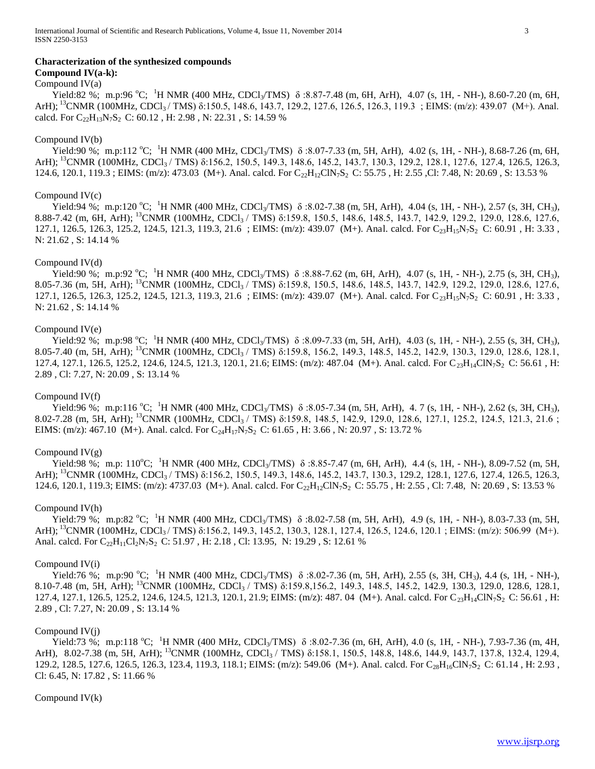**Characterization of the synthesized compounds**

**Compound IV(a-k):**

Compound IV(a)

Yield:82 %; m.p:96 °C; $^1$H NMR (400 MHz, $CDCl_3$/TMS) δ :8.87-7.48 (m, 6H, ArH), 4.07 (s, 1H, - NH-), 8.60-7.20 (m, 6H, ArH); $^{13}$CNMR (100MHz, $CDCl_3$ / TMS) δ:150.5, 148.6, 143.7, 129.2, 127.6, 126.5, 126.3, 119.3 ; EIMS: (m/z): 439.07 (M+). Anal. calcd. For $C_{22}H_{13}N_7S_2$ C: 60.12 , H: 2.98 , N: 22.31 , S: 14.59 %

Compound IV(b)

Yield:90 %; m.p:112 °C; $^1$H NMR (400 MHz, $CDCl_3$/TMS) δ :8.07-7.33 (m, 5H, ArH), 4.02 (s, 1H, - NH-), 8.68-7.26 (m, 6H, ArH); $^{13}$CNMR (100MHz, $CDCl_3$ / TMS) δ:156.2, 150.5, 149.3, 148.6, 145.2, 143.7, 130.3, 129.2, 128.1, 127.6, 127.4, 126.5, 126.3, 124.6, 120.1, 119.3 ; EIMS: (m/z): 473.03 (M+). Anal. calcd. For $C_{22}H_{12}ClN_7S_2$ C: 55.75 , H: 2.55 ,Cl: 7.48, N: 20.69 , S: 13.53 %

Compound IV(c)

Yield:94 %; m.p:120 °C; $^1$H NMR (400 MHz, $CDCl_3$/TMS) δ :8.02-7.38 (m, 5H, ArH), 4.04 (s, 1H, - NH-), 2.57 (s, 3H, $CH_3$), 8.88-7.42 (m, 6H, ArH); $^{13}$CNMR (100MHz, $CDCl_3$ / TMS) δ:159.8, 150.5, 148.6, 148.5, 143.7, 142.9, 129.2, 129.0, 128.6, 127.6, 127.1, 126.5, 126.3, 125.2, 124.5, 121.3, 119.3, 21.6 ; EIMS: (m/z): 439.07 (M+). Anal. calcd. For $C_{23}H_{15}N_7S_2$ C: 60.91 , H: 3.33 , N: 21.62 , S: 14.14 %

Compound IV(d)

Yield:90 %; m.p:92 °C; $^1$H NMR (400 MHz, $CDCl_3$/TMS) δ :8.88-7.62 (m, 6H, ArH), 4.07 (s, 1H, - NH-), 2.75 (s, 3H, $CH_3$), 8.05-7.36 (m, 5H, ArH); $^{13}$CNMR (100MHz, $CDCl_3$ / TMS) δ:159.8, 150.5, 148.6, 148.5, 143.7, 142.9, 129.2, 129.0, 128.6, 127.6, 127.1, 126.5, 126.3, 125.2, 124.5, 121.3, 119.3, 21.6 ; EIMS: (m/z): 439.07 (M+). Anal. calcd. For $C_{23}H_{15}N_7S_2$ C: 60.91 , H: 3.33 , N: 21.62 , S: 14.14 %

Compound IV(e)

Yield:92 %; m.p:98 °C; $^1$H NMR (400 MHz, $CDCl_3$/TMS) δ :8.09-7.33 (m, 5H, ArH), 4.03 (s, 1H, - NH-), 2.55 (s, 3H, $CH_3$), 8.05-7.40 (m, 5H, ArH); $^{13}$CNMR (100MHz, $CDCl_3$ / TMS) δ:159.8, 156.2, 149.3, 148.5, 145.2, 142.9, 130.3, 129.0, 128.6, 128.1, 127.4, 127.1, 126.5, 125.2, 124.6, 124.5, 121.3, 120.1, 21.6; EIMS: (m/z): 487.04 (M+). Anal. calcd. For $C_{23}H_{14}ClN_7S_2$ C: 56.61 , H: 2.89 , Cl: 7.27, N: 20.09 , S: 13.14 %

Compound IV(f)

Yield:96 %; m.p:116 °C; $^1$H NMR (400 MHz, $CDCl_3$/TMS) δ :8.05-7.34 (m, 5H, ArH), 4. 7 (s, 1H, - NH-), 2.62 (s, 3H, $CH_3$), 8.02-7.28 (m, 5H, ArH); $^{13}$CNMR (100MHz, $CDCl_3$ / TMS) δ:159.8, 148.5, 142.9, 129.0, 128.6, 127.1, 125.2, 124.5, 121.3, 21.6 ; EIMS: (m/z): 467.10 (M+). Anal. calcd. For $C_{24}H_{17}N_7S_2$ C: 61.65 , H: 3.66 , N: 20.97 , S: 13.72 %

Compound IV(g)

Yield:98 %; m.p: 110°C; $^1$H NMR (400 MHz, $CDCl_3$/TMS) δ :8.85-7.47 (m, 6H, ArH), 4.4 (s, 1H, - NH-), 8.09-7.52 (m, 5H, ArH); $^{13}$CNMR (100MHz, $CDCl_3$ / TMS) δ:156.2, 150.5, 149.3, 148.6, 145.2, 143.7, 130.3, 129.2, 128.1, 127.6, 127.4, 126.5, 126.3, 124.6, 120.1, 119.3; EIMS: (m/z): 4737.03 (M+). Anal. calcd. For $C_{22}H_{12}ClN_7S_2$ C: 55.75 , H: 2.55 , Cl: 7.48, N: 20.69 , S: 13.53 %

Compound IV(h)

Yield:79 %; m.p:82 °C; $^1$H NMR (400 MHz, $CDCl_3$/TMS) δ :8.02-7.58 (m, 5H, ArH), 4.9 (s, 1H, - NH-), 8.03-7.33 (m, 5H, ArH); $^{13}$CNMR (100MHz, $CDCl_3$ / TMS) δ:156.2, 149.3, 145.2, 130.3, 128.1, 127.4, 126.5, 124.6, 120.1 ; EIMS: (m/z): 506.99 (M+). Anal. calcd. For $C_{22}H_{11}Cl_2N_7S_2$ C: 51.97 , H: 2.18 , Cl: 13.95, N: 19.29 , S: 12.61 %

Compound IV(i)

Yield:76 %; m.p:90 °C; $^1$H NMR (400 MHz, $CDCl_3$/TMS) δ :8.02-7.36 (m, 5H, ArH), 2.55 (s, 3H, $CH_3$), 4.4 (s, 1H, - NH-), 8.10-7.48 (m, 5H, ArH); $^{13}$CNMR (100MHz, $CDCl_3$ / TMS) δ:159.8,156.2, 149.3, 148.5, 145.2, 142.9, 130.3, 129.0, 128.6, 128.1, 127.4, 127.1, 126.5, 125.2, 124.6, 124.5, 121.3, 120.1, 21.9; EIMS: (m/z): 487. 04 (M+). Anal. calcd. For $C_{23}H_{14}ClN_7S_2$ C: 56.61 , H: 2.89 , Cl: 7.27, N: 20.09 , S: 13.14 %

Compound IV(j)

Yield:73 %; m.p:118 °C; $^1$H NMR (400 MHz, $CDCl_3$/TMS) δ :8.02-7.36 (m, 6H, ArH), 4.0 (s, 1H, - NH-), 7.93-7.36 (m, 4H, ArH), 8.02-7.38 (m, 5H, ArH); $^{13}$CNMR (100MHz, $CDCl_3$ / TMS) δ:158.1, 150.5, 148.8, 148.6, 144.9, 143.7, 137.8, 132.4, 129.4, 129.2, 128.5, 127.6, 126.5, 126.3, 123.4, 119.3, 118.1; EIMS: (m/z): 549.06 (M+). Anal. calcd. For $C_{28}H_{16}ClN_7S_2$ C: 61.14 , H: 2.93 , Cl: 6.45, N: 17.82 , S: 11.66 %

Compound IV(k)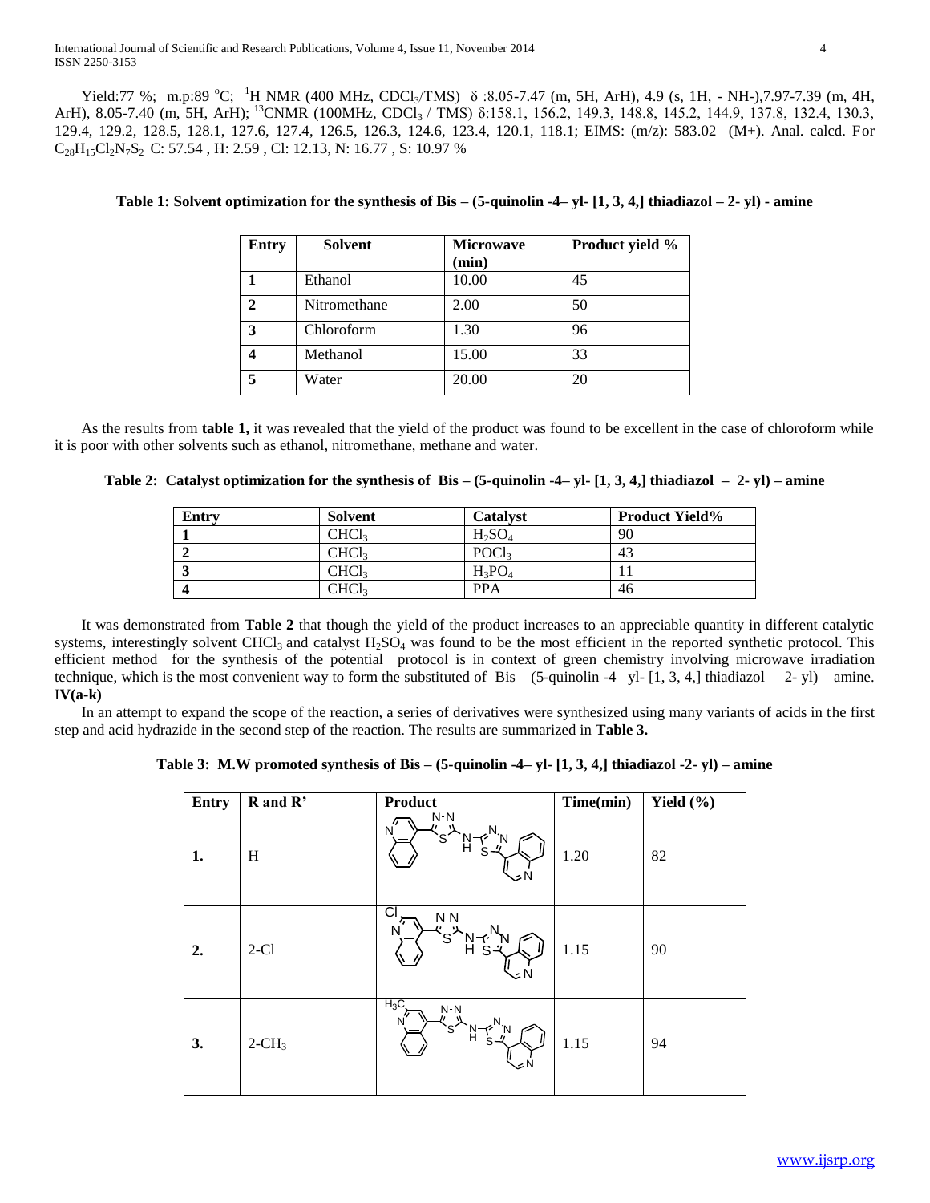Yield:77 %; m.p:89 °C; $^{1}$H NMR (400 MHz, $CDCl_3$/TMS) δ :8.05-7.47 (m, 5H, ArH), 4.9 (s, 1H, - NH-),7.97-7.39 (m, 4H, ArH), 8.05-7.40 (m, 5H, ArH); $^{13}$CNMR (100MHz, $CDCl_3$ / TMS) δ:158.1, 156.2, 149.3, 148.8, 145.2, 144.9, 137.8, 132.4, 130.3, 129.4, 129.2, 128.5, 128.1, 127.6, 127.4, 126.5, 126.3, 124.6, 123.4, 120.1, 118.1; EIMS: (m/z): 583.02 (M+). Anal. calcd. For $C_{28}H_{15}Cl_2N_7S_2$ C: 57.54 , H: 2.59 , Cl: 12.13, N: 16.77 , S: 10.97 %

**Table 1: Solvent optimization for the synthesis of Bis – (5-quinolin -4– yl- [1, 3, 4,] thiadiazol – 2- yl) - amine**

| Entry | Solvent | Microwave (min) | Product yield % |
|---|---|---|---|
| 1 | Ethanol | 10.00 | 45 |
| 2 | Nitromethane | 2.00 | 50 |
| 3 | Chloroform | 1.30 | 96 |
| 4 | Methanol | 15.00 | 33 |
| 5 | Water | 20.00 | 20 |

As the results from **table 1,** it was revealed that the yield of the product was found to be excellent in the case of chloroform while it is poor with other solvents such as ethanol, nitromethane, methane and water.

**Table 2: Catalyst optimization for the synthesis of Bis – (5-quinolin -4– yl- [1, 3, 4,] thiadiazol – 2- yl) – amine**

| Entry | Solvent | Catalyst | Product Yield% |
|---|---|---|---|
| 1 | $CHCl_3$ | $H_2SO_4$ | 90 |
| 2 | $CHCl_3$ | $POCl_3$ | 43 |
| 3 | $CHCl_3$ | $H_3PO_4$ | 11 |
| 4 | $CHCl_3$ | PPA | 46 |

It was demonstrated from **Table 2** that though the yield of the product increases to an appreciable quantity in different catalytic systems, interestingly solvent $CHCl_3$ and catalyst $H_2SO_4$ was found to be the most efficient in the reported synthetic protocol. This efficient method for the synthesis of the potential protocol is in context of green chemistry involving microwave irradiation technique, which is the most convenient way to form the substituted of Bis – (5-quinolin -4– yl- [1, 3, 4,] thiadiazol – 2- yl) – amine. I**V(a-k)**

In an attempt to expand the scope of the reaction, a series of derivatives were synthesized using many variants of acids in the first step and acid hydrazide in the second step of the reaction. The results are summarized in **Table 3.**

**Table 3: M.W promoted synthesis of Bis – (5-quinolin -4– yl- [1, 3, 4,] thiadiazol -2- yl) – amine**

| Entry | R and R' | Product | Time(min) | Yield (%) |
|---|---|---|---|---|
| 1. | H | | 1.20 | 82 |
| 2. | 2-Cl | | 1.15 | 90 |
| 3. | $2\text{-}CH_3$ | | 1.15 | 94 |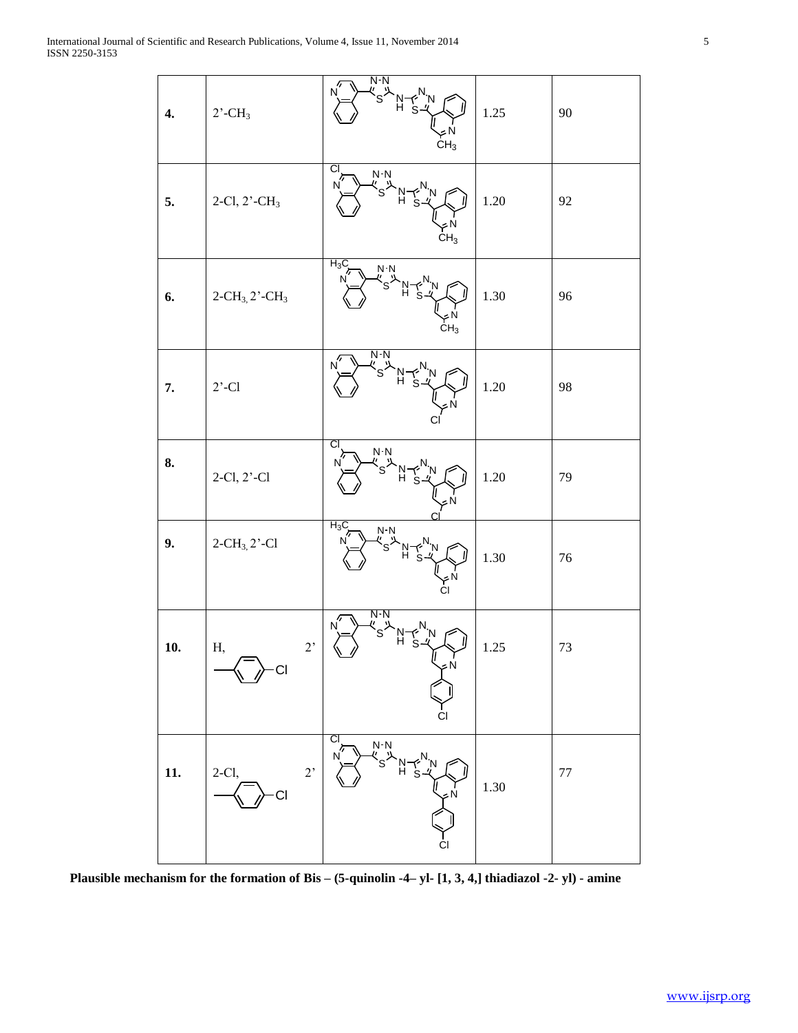| | | | | |
|---|---|---|---|---|
| **4.** | 2'-$CH_3$ | | 1.25 | 90 |
| **5.** | 2-Cl, 2'-$CH_3$ | | 1.20 | 92 |
| **6.** | 2-$CH_3$, 2'-$CH_3$ | | 1.30 | 96 |
| **7.** | 2'-Cl | | 1.20 | 98 |
| **8.** | 2-Cl, 2'-Cl | | 1.20 | 79 |
| **9.** | 2-$CH_3$, 2'-Cl | | 1.30 | 76 |
| **10.** | H, 2' 4-chlorophenyl | | 1.25 | 73 |
| **11.** | 2-Cl, 2' 4-chlorophenyl | | 1.30 | 77 |

**Plausible mechanism for the formation of Bis – (5-quinolin -4– yl- [1, 3, 4,] thiadiazol -2- yl) - amine**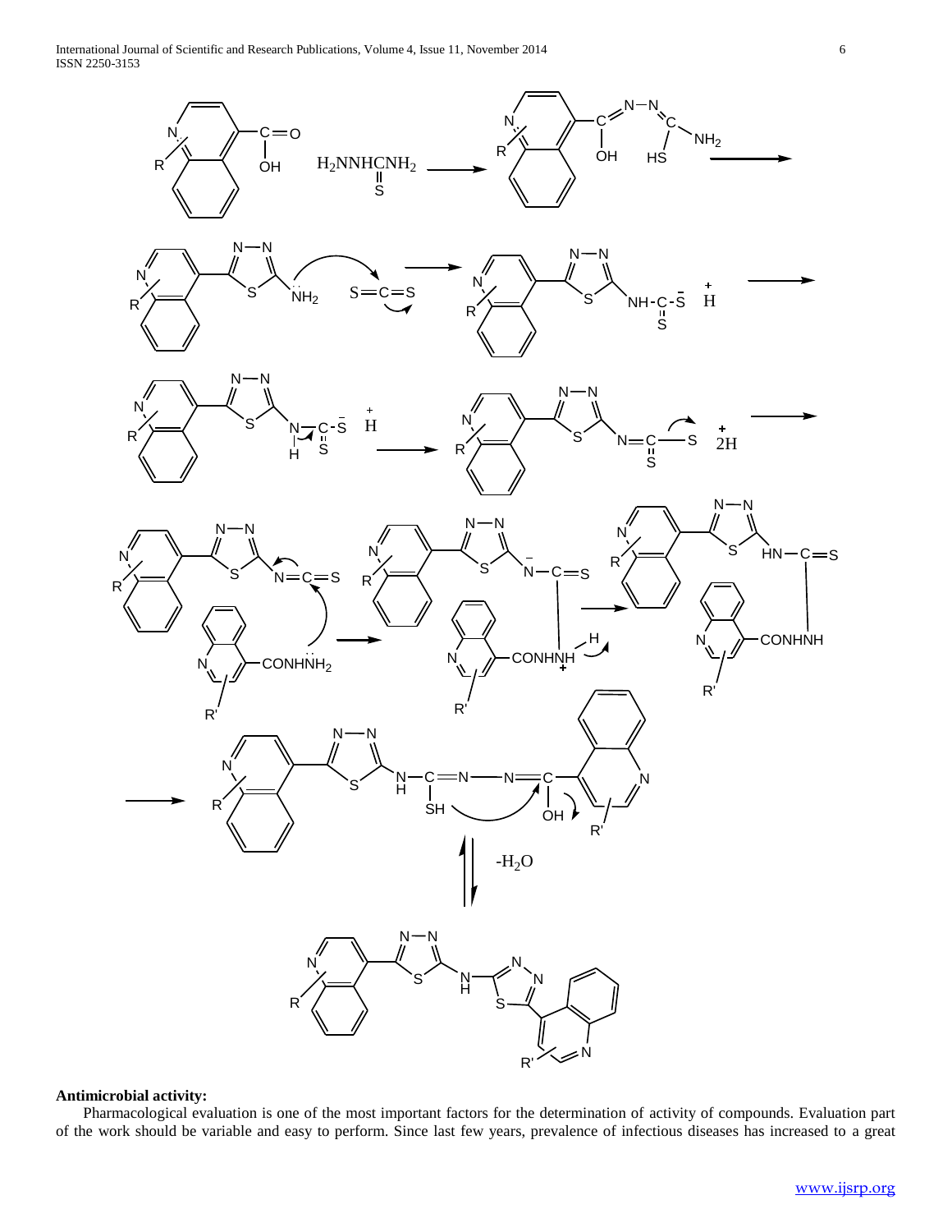## Antimicrobial activity:

Pharmacological evaluation is one of the most important factors for the determination of activity of compounds. Evaluation part of the work should be variable and easy to perform. Since last few years, prevalence of infectious diseases has increased to a great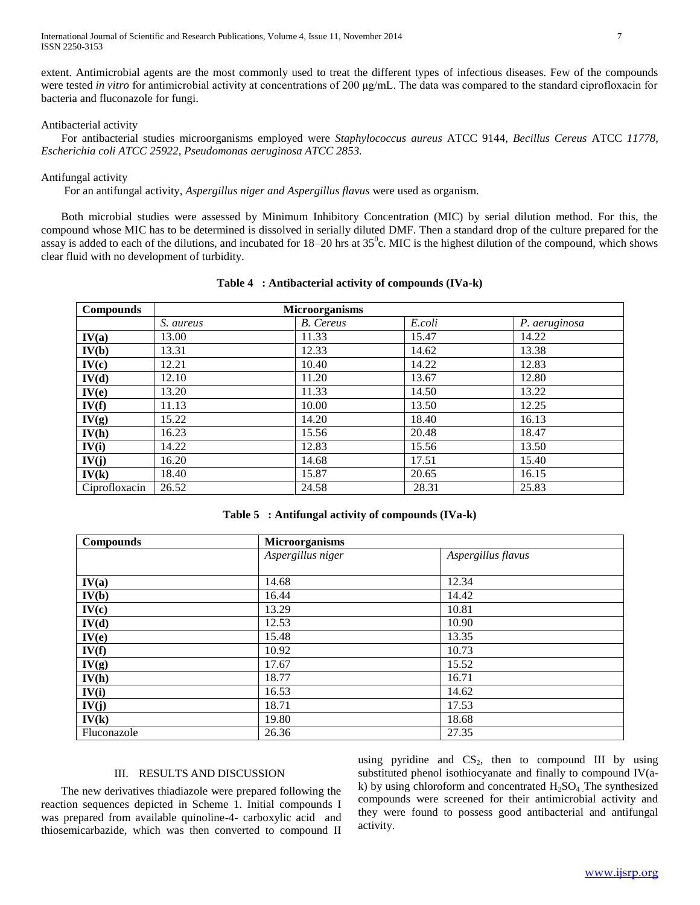extent. Antimicrobial agents are the most commonly used to treat the different types of infectious diseases. Few of the compounds were tested *in vitro* for antimicrobial activity at concentrations of 200 μg/mL. The data was compared to the standard ciprofloxacin for bacteria and fluconazole for fungi.

Antibacterial activity

For antibacterial studies microorganisms employed were *Staphylococcus aureus* ATCC 9144, *Becillus Cereus* ATCC *11778, Escherichia coli ATCC 25922, Pseudomonas aeruginosa ATCC 2853.*

Antifungal activity

For an antifungal activity, *Aspergillus niger and Aspergillus flavus* were used as organism.

Both microbial studies were assessed by Minimum Inhibitory Concentration (MIC) by serial dilution method. For this, the compound whose MIC has to be determined is dissolved in serially diluted DMF. Then a standard drop of the culture prepared for the assay is added to each of the dilutions, and incubated for 18–20 hrs at $35^0$c. MIC is the highest dilution of the compound, which shows clear fluid with no development of turbidity.

**Table 4 : Antibacterial activity of compounds (IVa-k)**

| **Compounds** | **Microorganisms** | | | |
|---|---|---|---|---|
| | *S. aureus* | *B. Cereus* | *E.coli* | *P. aeruginosa* |
| **IV(a)** | 13.00 | 11.33 | 15.47 | 14.22 |
| **IV(b)** | 13.31 | 12.33 | 14.62 | 13.38 |
| **IV(c)** | 12.21 | 10.40 | 14.22 | 12.83 |
| **IV(d)** | 12.10 | 11.20 | 13.67 | 12.80 |
| **IV(e)** | 13.20 | 11.33 | 14.50 | 13.22 |
| **IV(f)** | 11.13 | 10.00 | 13.50 | 12.25 |
| **IV(g)** | 15.22 | 14.20 | 18.40 | 16.13 |
| **IV(h)** | 16.23 | 15.56 | 20.48 | 18.47 |
| **IV(i)** | 14.22 | 12.83 | 15.56 | 13.50 |
| **IV(j)** | 16.20 | 14.68 | 17.51 | 15.40 |
| **IV(k)** | 18.40 | 15.87 | 20.65 | 16.15 |
| Ciprofloxacin | 26.52 | 24.58 | 28.31 | 25.83 |

**Table 5 : Antifungal activity of compounds (IVa-k)**

| **Compounds** | **Microorganisms** | |
|---|---|---|
| | *Aspergillus niger* | *Aspergillus flavus* |
| **IV(a)** | 14.68 | 12.34 |
| **IV(b)** | 16.44 | 14.42 |
| **IV(c)** | 13.29 | 10.81 |
| **IV(d)** | 12.53 | 10.90 |
| **IV(e)** | 15.48 | 13.35 |
| **IV(f)** | 10.92 | 10.73 |
| **IV(g)** | 17.67 | 15.52 |
| **IV(h)** | 18.77 | 16.71 |
| **IV(i)** | 16.53 | 14.62 |
| **IV(j)** | 18.71 | 17.53 |
| **IV(k)** | 19.80 | 18.68 |
| Fluconazole | 26.36 | 27.35 |

## III. RESULTS AND DISCUSSION

The new derivatives thiadiazole were prepared following the reaction sequences depicted in Scheme 1. Initial compounds I was prepared from available quinoline-4- carboxylic acid and thiosemicarbazide, which was then converted to compound II using pyridine and $CS_2$, then to compound III by using substituted phenol isothiocyanate and finally to compound IV(a-k) by using chloroform and concentrated $H_2SO_4$. The synthesized compounds were screened for their antimicrobial activity and they were found to possess good antibacterial and antifungal activity.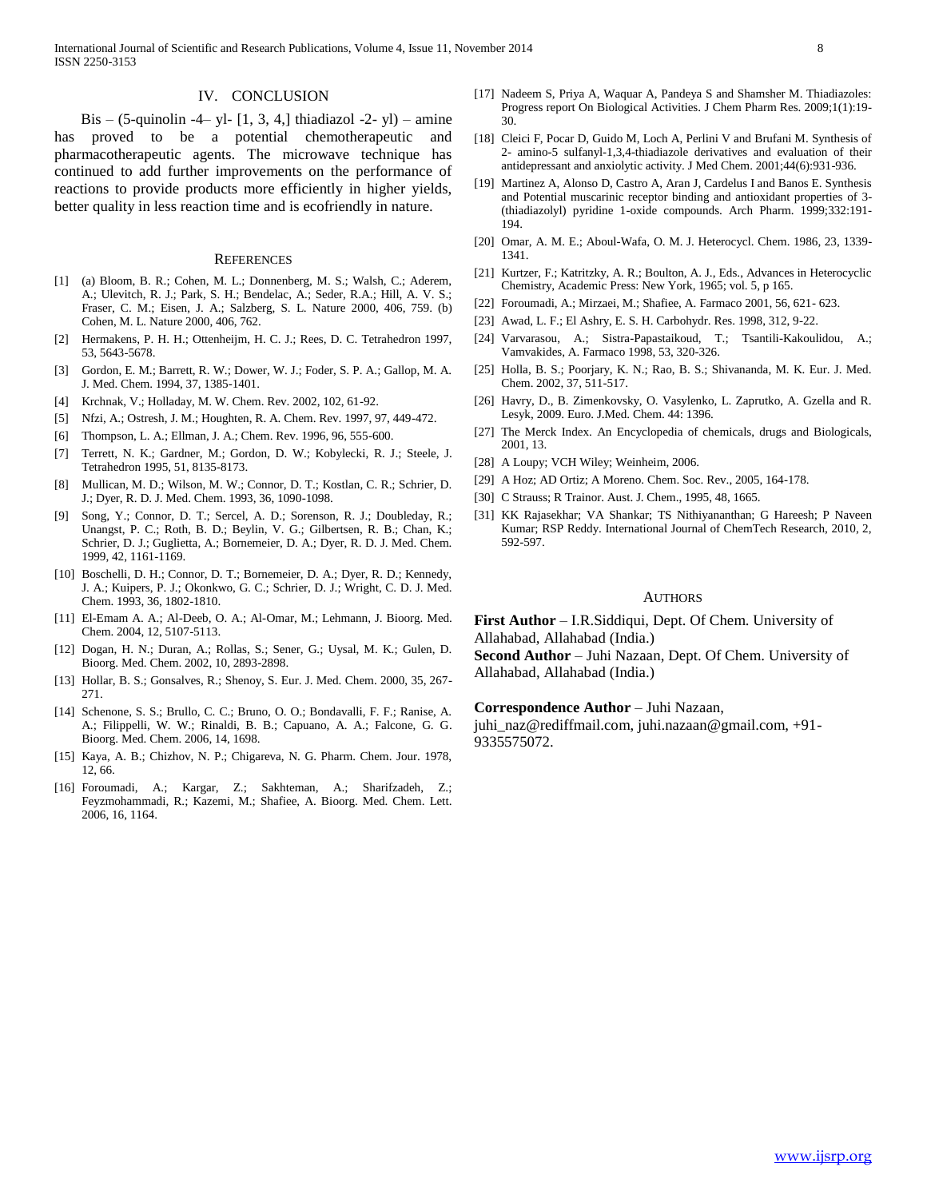## IV. CONCLUSION

Bis – (5-quinolin -4– yl- [1, 3, 4,] thiadiazol -2- yl) – amine has proved to be a potential chemotherapeutic and pharmacotherapeutic agents. The microwave technique has continued to add further improvements on the performance of reactions to provide products more efficiently in higher yields, better quality in less reaction time and is ecofriendly in nature.

## REFERENCES

[1] (a) Bloom, B. R.; Cohen, M. L.; Donnenberg, M. S.; Walsh, C.; Aderem, A.; Ulevitch, R. J.; Park, S. H.; Bendelac, A.; Seder, R.A.; Hill, A. V. S.; Fraser, C. M.; Eisen, J. A.; Salzberg, S. L. Nature 2000, 406, 759. (b) Cohen, M. L. Nature 2000, 406, 762.

[2] Hermakens, P. H. H.; Ottenheijm, H. C. J.; Rees, D. C. Tetrahedron 1997, 53, 5643-5678.

[3] Gordon, E. M.; Barrett, R. W.; Dower, W. J.; Foder, S. P. A.; Gallop, M. A. J. Med. Chem. 1994, 37, 1385-1401.

[4] Krchnak, V.; Holladay, M. W. Chem. Rev. 2002, 102, 61-92.

[5] Nfzi, A.; Ostresh, J. M.; Houghten, R. A. Chem. Rev. 1997, 97, 449-472.

[6] Thompson, L. A.; Ellman, J. A.; Chem. Rev. 1996, 96, 555-600.

[7] Terrett, N. K.; Gardner, M.; Gordon, D. W.; Kobylecki, R. J.; Steele, J. Tetrahedron 1995, 51, 8135-8173.

[8] Mullican, M. D.; Wilson, M. W.; Connor, D. T.; Kostlan, C. R.; Schrier, D. J.; Dyer, R. D. J. Med. Chem. 1993, 36, 1090-1098.

[9] Song, Y.; Connor, D. T.; Sercel, A. D.; Sorenson, R. J.; Doubleday, R.; Unangst, P. C.; Roth, B. D.; Beylin, V. G.; Gilbertsen, R. B.; Chan, K.; Schrier, D. J.; Guglietta, A.; Bornemeier, D. A.; Dyer, R. D. J. Med. Chem. 1999, 42, 1161-1169.

[10] Boschelli, D. H.; Connor, D. T.; Bornemeier, D. A.; Dyer, R. D.; Kennedy, J. A.; Kuipers, P. J.; Okonkwo, G. C.; Schrier, D. J.; Wright, C. D. J. Med. Chem. 1993, 36, 1802-1810.

[11] El-Emam A. A.; Al-Deeb, O. A.; Al-Omar, M.; Lehmann, J. Bioorg. Med. Chem. 2004, 12, 5107-5113.

[12] Dogan, H. N.; Duran, A.; Rollas, S.; Sener, G.; Uysal, M. K.; Gulen, D. Bioorg. Med. Chem. 2002, 10, 2893-2898.

[13] Hollar, B. S.; Gonsalves, R.; Shenoy, S. Eur. J. Med. Chem. 2000, 35, 267-271.

[14] Schenone, S. S.; Brullo, C. C.; Bruno, O. O.; Bondavalli, F. F.; Ranise, A. A.; Filippelli, W. W.; Rinaldi, B. B.; Capuano, A. A.; Falcone, G. G. Bioorg. Med. Chem. 2006, 14, 1698.

[15] Kaya, A. B.; Chizhov, N. P.; Chigareva, N. G. Pharm. Chem. Jour. 1978, 12, 66.

[16] Foroumadi, A.; Kargar, Z.; Sakhteman, A.; Sharifzadeh, Z.; Feyzmohammadi, R.; Kazemi, M.; Shafiee, A. Bioorg. Med. Chem. Lett. 2006, 16, 1164.

[17] Nadeem S, Priya A, Waquar A, Pandeya S and Shamsher M. Thiadiazoles: Progress report On Biological Activities. J Chem Pharm Res. 2009;1(1):19-30.

[18] Cleici F, Pocar D, Guido M, Loch A, Perlini V and Brufani M. Synthesis of 2- amino-5 sulfanyl-1,3,4-thiadiazole derivatives and evaluation of their antidepressant and anxiolytic activity. J Med Chem. 2001;44(6):931-936.

[19] Martinez A, Alonso D, Castro A, Aran J, Cardelus I and Banos E. Synthesis and Potential muscarinic receptor binding and antioxidant properties of 3-(thiadiazolyl) pyridine 1-oxide compounds. Arch Pharm. 1999;332:191-194.

[20] Omar, A. M. E.; Aboul-Wafa, O. M. J. Heterocycl. Chem. 1986, 23, 1339-1341.

[21] Kurtzer, F.; Katritzky, A. R.; Boulton, A. J., Eds., Advances in Heterocyclic Chemistry, Academic Press: New York, 1965; vol. 5, p 165.

[22] Foroumadi, A.; Mirzaei, M.; Shafiee, A. Farmaco 2001, 56, 621- 623.

[23] Awad, L. F.; El Ashry, E. S. H. Carbohydr. Res. 1998, 312, 9-22.

[24] Varvarasou, A.; Sistra-Papastaikoud, T.; Tsantili-Kakoulidou, A.; Vamvakides, A. Farmaco 1998, 53, 320-326.

[25] Holla, B. S.; Poorjary, K. N.; Rao, B. S.; Shivananda, M. K. Eur. J. Med. Chem. 2002, 37, 511-517.

[26] Havry, D., B. Zimenkovsky, O. Vasylenko, L. Zaprutko, A. Gzella and R. Lesyk, 2009. Euro. J.Med. Chem. 44: 1396.

[27] The Merck Index. An Encyclopedia of chemicals, drugs and Biologicals, 2001, 13.

[28] A Loupy; VCH Wiley; Weinheim, 2006.

[29] A Hoz; AD Ortiz; A Moreno. Chem. Soc. Rev., 2005, 164-178.

[30] C Strauss; R Trainor. Aust. J. Chem., 1995, 48, 1665.

[31] KK Rajasekhar; VA Shankar; TS Nithiyananthan; G Hareesh; P Naveen Kumar; RSP Reddy. International Journal of ChemTech Research, 2010, 2, 592-597.

## AUTHORS

**First Author** – I.R.Siddiqui, Dept. Of Chem. University of Allahabad, Allahabad (India.)

**Second Author** – Juhi Nazaan, Dept. Of Chem. University of Allahabad, Allahabad (India.)

**Correspondence Author** – Juhi Nazaan, juhi_naz@rediffmail.com, juhi.nazaan@gmail.com, +91-9335575072.